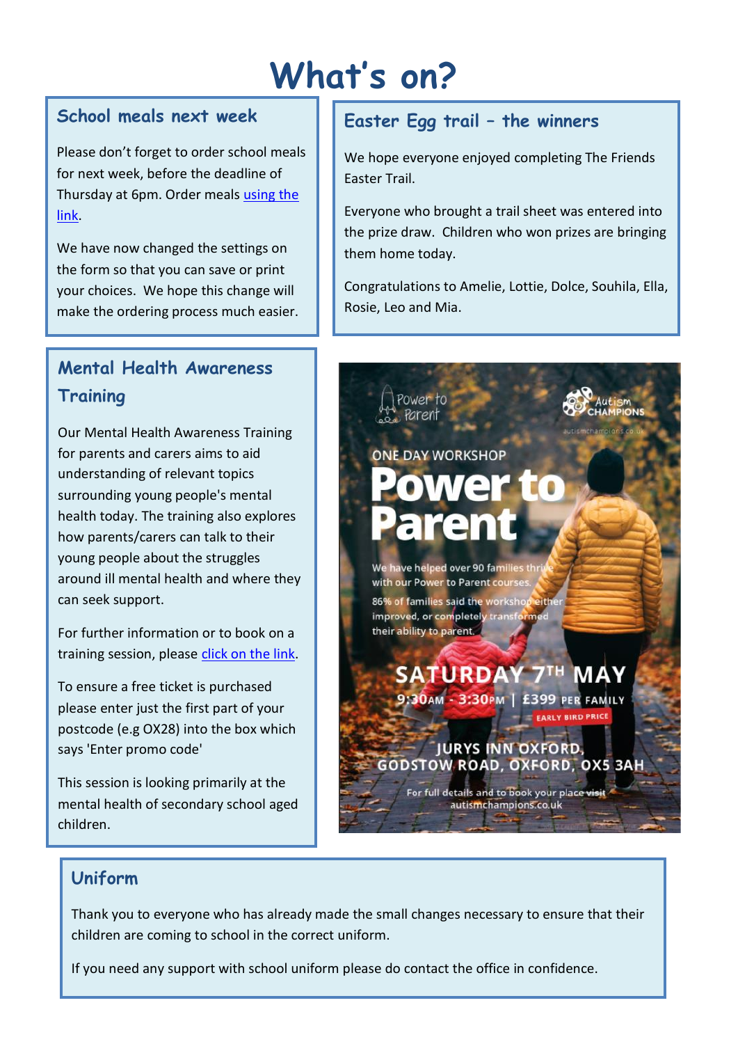# What's on?

## School meals next week

Please don't forget to order school meals for next week, before the deadline of Thursday at 6pm. Order meals using the link.

We have now changed the settings on the form so that you can save or print your choices. We hope this change will make the ordering process much easier.

## Easter Egg trail – the winners

We hope everyone enjoyed completing The Friends Easter Trail.

Everyone who brought a trail sheet was entered into the prize draw. Children who won prizes are bringing them home today.

Congratulations to Amelie, Lottie, Dolce, Souhila, Ella, Rosie, Leo and Mia.

## Mental Health Awareness Training

Our Mental Health Awareness Training for parents and carers aims to aid understanding of relevant topics surrounding young people's mental health today. The training also explores how parents/carers can talk to their young people about the struggles around ill mental health and where they can seek support.

For further information or to book on a training session, please click on the link.

To ensure a free ticket is purchased please enter just the first part of your postcode (e.g OX28) into the box which says 'Enter promo code'

This session is looking primarily at the mental health of secondary school aged children.

Power to Parent | Autism Champions | autismchampions.co.uk

ONE DAY WORKSHOP

**Power to Parent**

We have helped over 90 families thrive with our Power to Parent courses.

86% of families said the workshop either improved, or completely transformed their ability to parent.

**SATURDAY 7TH MAY**

9:30AM - 3:30PM | £399 PER FAMILY

EARLY BIRD PRICE

JURYS INN OXFORD, GODSTOW ROAD, OXFORD, OX5 3AH

For full details and to book your place visit autismchampions.co.uk

## Uniform

Thank you to everyone who has already made the small changes necessary to ensure that their children are coming to school in the correct uniform.

If you need any support with school uniform please do contact the office in confidence.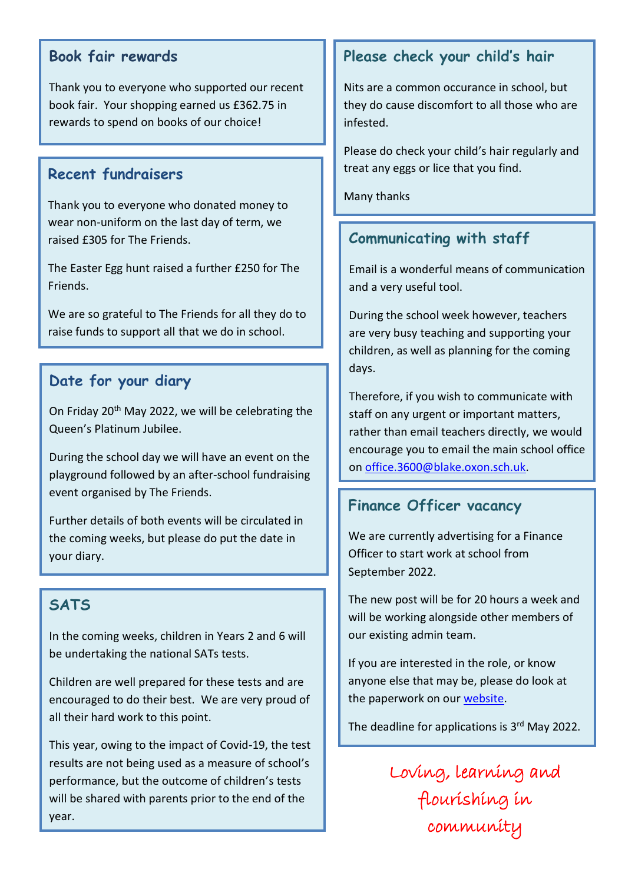## Book fair rewards

Thank you to everyone who supported our recent book fair. Your shopping earned us £362.75 in rewards to spend on books of our choice!

## Recent fundraisers

Thank you to everyone who donated money to wear non-uniform on the last day of term, we raised £305 for The Friends.

The Easter Egg hunt raised a further £250 for The Friends.

We are so grateful to The Friends for all they do to raise funds to support all that we do in school.

## Date for your diary

On Friday 20th May 2022, we will be celebrating the Queen's Platinum Jubilee.

During the school day we will have an event on the playground followed by an after-school fundraising event organised by The Friends.

Further details of both events will be circulated in the coming weeks, but please do put the date in your diary.

## SATS

In the coming weeks, children in Years 2 and 6 will be undertaking the national SATs tests.

Children are well prepared for these tests and are encouraged to do their best. We are very proud of all their hard work to this point.

This year, owing to the impact of Covid-19, the test results are not being used as a measure of school's performance, but the outcome of children's tests will be shared with parents prior to the end of the year.

## Please check your child's hair

Nits are a common occurance in school, but they do cause discomfort to all those who are infested.

Please do check your child's hair regularly and treat any eggs or lice that you find.

Many thanks

## Communicating with staff

Email is a wonderful means of communication and a very useful tool.

During the school week however, teachers are very busy teaching and supporting your children, as well as planning for the coming days.

Therefore, if you wish to communicate with staff on any urgent or important matters, rather than email teachers directly, we would encourage you to email the main school office on office.3600@blake.oxon.sch.uk.

## Finance Officer vacancy

We are currently advertising for a Finance Officer to start work at school from September 2022.

The new post will be for 20 hours a week and will be working alongside other members of our existing admin team.

If you are interested in the role, or know anyone else that may be, please do look at the paperwork on our website.

The deadline for applications is 3rd May 2022.

*Loving, learning and flourishing in community*